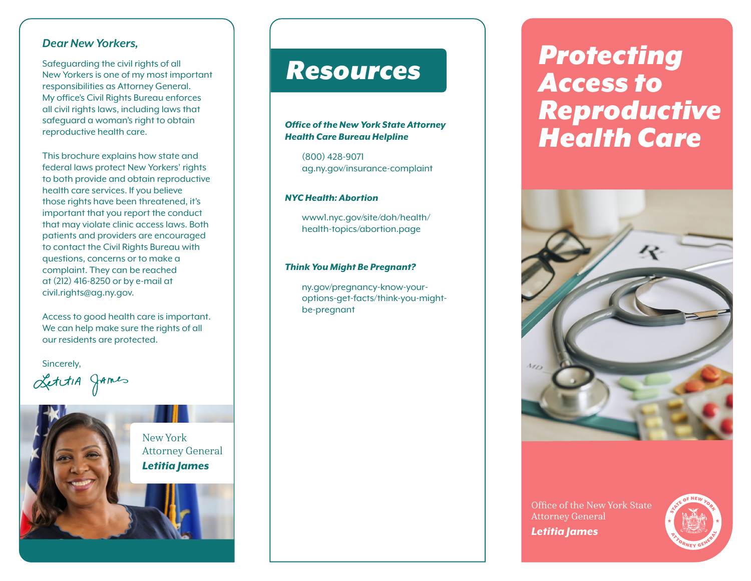*Dear New Yorkers,*

Safeguarding the civil rights of all New Yorkers is one of my most important responsibilities as Attorney General. My office's Civil Rights Bureau enforces all civil rights laws, including laws that safeguard a woman's right to obtain reproductive health care.

This brochure explains how state and federal laws protect New Yorkers' rights to both provide and obtain reproductive health care services. If you believe those rights have been threatened, it's important that you report the conduct that may violate clinic access laws. Both patients and providers are encouraged to contact the Civil Rights Bureau with questions, concerns or to make a complaint. They can be reached at (212) 416-8250 or by e-mail at civil.rights@ag.ny.gov.

Access to good health care is important. We can help make sure the rights of all our residents are protected.

Sincerely,

Letitia James

New York Attorney General
***Letitia James***

# Resources

***Office of the New York State Attorney Health Care Bureau Helpline***

(800) 428-9071
ag.ny.gov/insurance-complaint

***NYC Health: Abortion***

www1.nyc.gov/site/doh/health/health-topics/abortion.page

***Think You Might Be Pregnant?***

ny.gov/pregnancy-know-your-options-get-facts/think-you-might-be-pregnant

# Protecting Access to Reproductive Health Care

Office of the New York State Attorney General
***Letitia James***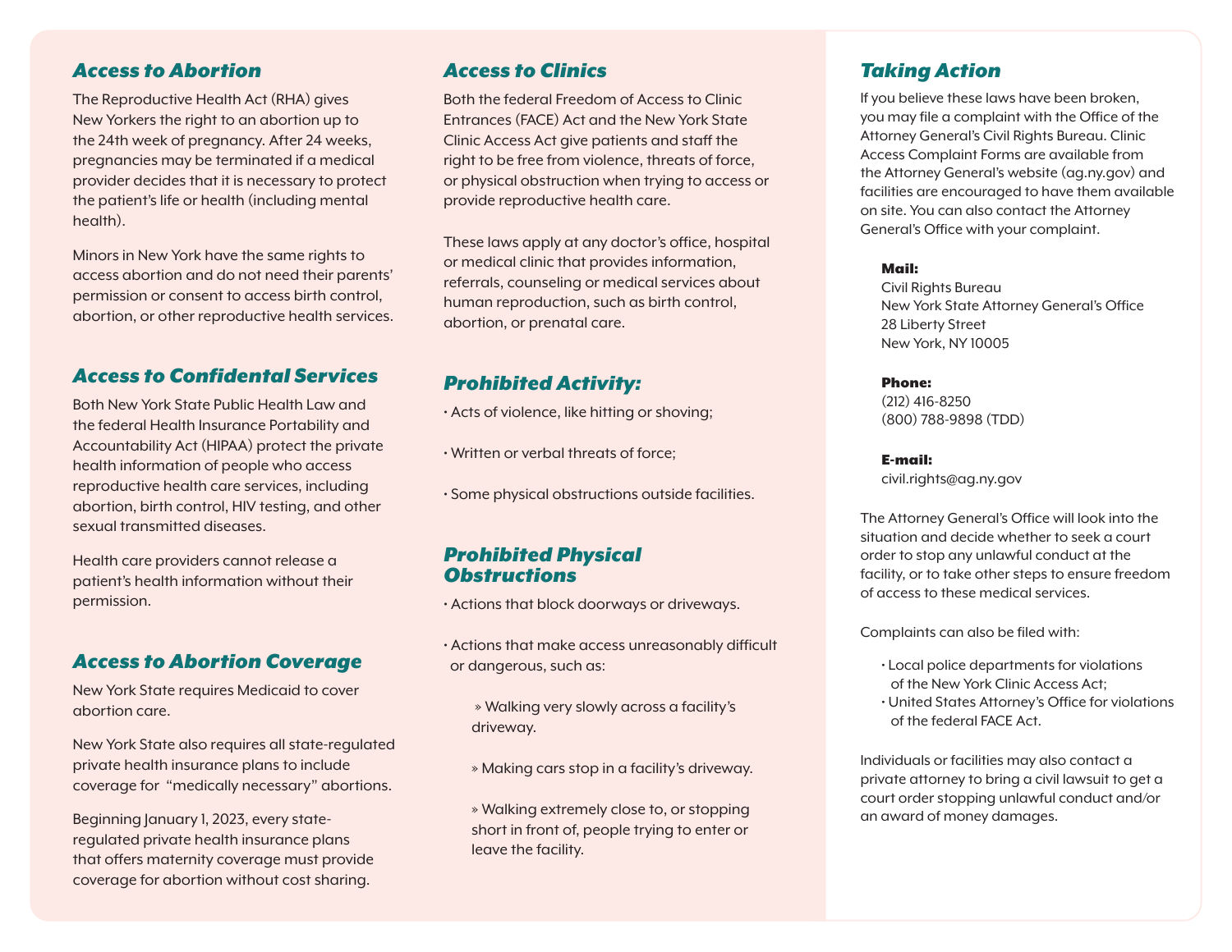## *Access to Abortion*

The Reproductive Health Act (RHA) gives New Yorkers the right to an abortion up to the 24th week of pregnancy. After 24 weeks, pregnancies may be terminated if a medical provider decides that it is necessary to protect the patient's life or health (including mental health).

Minors in New York have the same rights to access abortion and do not need their parents' permission or consent to access birth control, abortion, or other reproductive health services.

## *Access to Confidental Services*

Both New York State Public Health Law and the federal Health Insurance Portability and Accountability Act (HIPAA) protect the private health information of people who access reproductive health care services, including abortion, birth control, HIV testing, and other sexual transmitted diseases.

Health care providers cannot release a patient's health information without their permission.

## *Access to Abortion Coverage*

New York State requires Medicaid to cover abortion care.

New York State also requires all state-regulated private health insurance plans to include coverage for "medically necessary" abortions.

Beginning January 1, 2023, every state-regulated private health insurance plans that offers maternity coverage must provide coverage for abortion without cost sharing.

## *Access to Clinics*

Both the federal Freedom of Access to Clinic Entrances (FACE) Act and the New York State Clinic Access Act give patients and staff the right to be free from violence, threats of force, or physical obstruction when trying to access or provide reproductive health care.

These laws apply at any doctor's office, hospital or medical clinic that provides information, referrals, counseling or medical services about human reproduction, such as birth control, abortion, or prenatal care.

## *Prohibited Activity:*

- Acts of violence, like hitting or shoving;
- Written or verbal threats of force;
- Some physical obstructions outside facilities.

## *Prohibited Physical Obstructions*

- Actions that block doorways or driveways.
- Actions that make access unreasonably difficult or dangerous, such as:
  - Walking very slowly across a facility's driveway.
  - Making cars stop in a facility's driveway.
  - Walking extremely close to, or stopping short in front of, people trying to enter or leave the facility.

## *Taking Action*

If you believe these laws have been broken, you may file a complaint with the Office of the Attorney General's Civil Rights Bureau. Clinic Access Complaint Forms are available from the Attorney General's website (ag.ny.gov) and facilities are encouraged to have them available on site. You can also contact the Attorney General's Office with your complaint.

**Mail:**
Civil Rights Bureau
New York State Attorney General's Office
28 Liberty Street
New York, NY 10005

**Phone:**
(212) 416-8250
(800) 788-9898 (TDD)

**E-mail:**
civil.rights@ag.ny.gov

The Attorney General's Office will look into the situation and decide whether to seek a court order to stop any unlawful conduct at the facility, or to take other steps to ensure freedom of access to these medical services.

Complaints can also be filed with:

- Local police departments for violations of the New York Clinic Access Act;
- United States Attorney's Office for violations of the federal FACE Act.

Individuals or facilities may also contact a private attorney to bring a civil lawsuit to get a court order stopping unlawful conduct and/or an award of money damages.